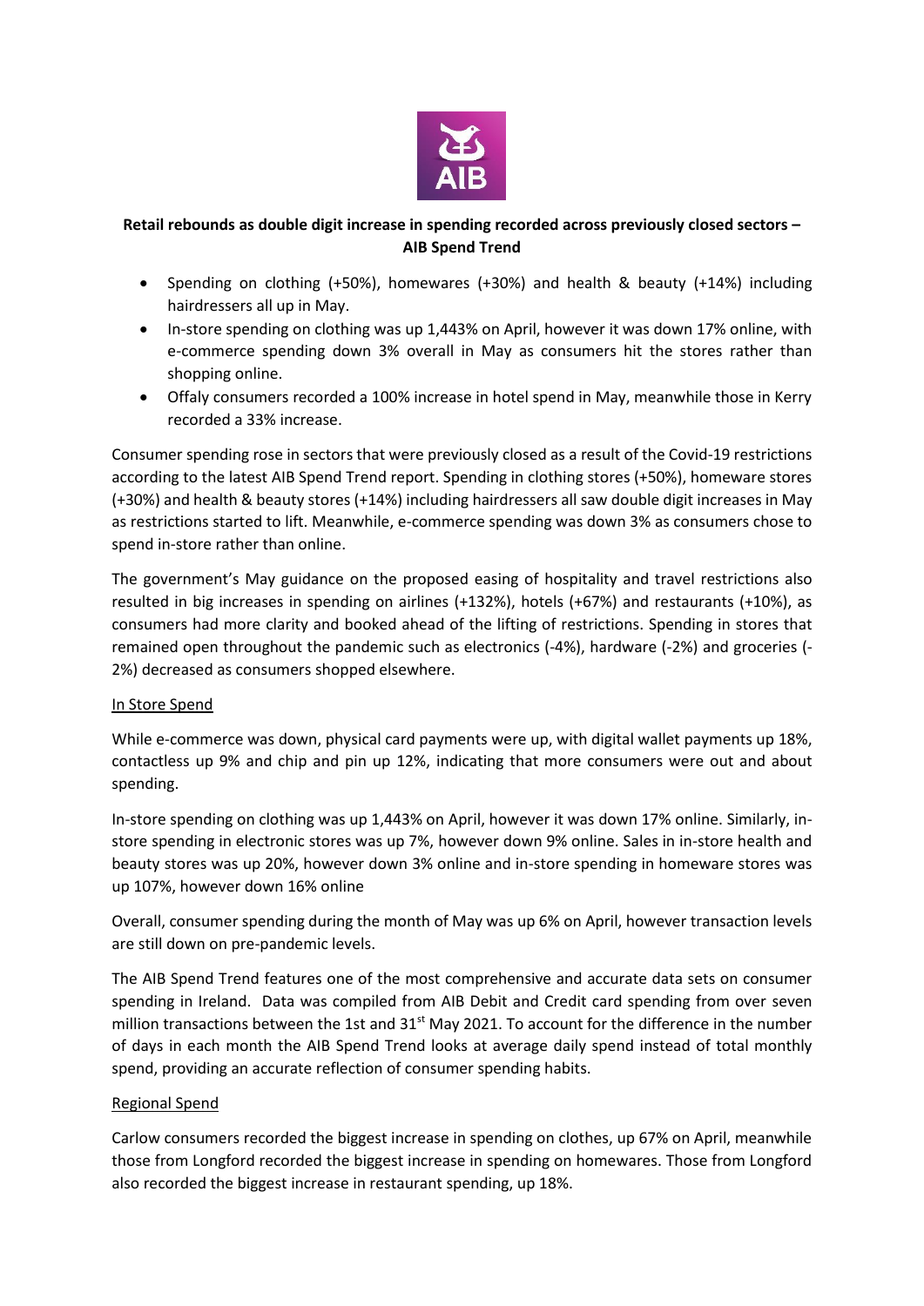**Retail rebounds as double digit increase in spending recorded across previously closed sectors – AIB Spend Trend**

- Spending on clothing (+50%), homewares (+30%) and health & beauty (+14%) including hairdressers all up in May.
- In-store spending on clothing was up 1,443% on April, however it was down 17% online, with e-commerce spending down 3% overall in May as consumers hit the stores rather than shopping online.
- Offaly consumers recorded a 100% increase in hotel spend in May, meanwhile those in Kerry recorded a 33% increase.

Consumer spending rose in sectors that were previously closed as a result of the Covid-19 restrictions according to the latest AIB Spend Trend report. Spending in clothing stores (+50%), homeware stores (+30%) and health & beauty stores (+14%) including hairdressers all saw double digit increases in May as restrictions started to lift. Meanwhile, e-commerce spending was down 3% as consumers chose to spend in-store rather than online.

The government's May guidance on the proposed easing of hospitality and travel restrictions also resulted in big increases in spending on airlines (+132%), hotels (+67%) and restaurants (+10%), as consumers had more clarity and booked ahead of the lifting of restrictions. Spending in stores that remained open throughout the pandemic such as electronics (-4%), hardware (-2%) and groceries (-2%) decreased as consumers shopped elsewhere.

## In Store Spend

While e-commerce was down, physical card payments were up, with digital wallet payments up 18%, contactless up 9% and chip and pin up 12%, indicating that more consumers were out and about spending.

In-store spending on clothing was up 1,443% on April, however it was down 17% online. Similarly, in-store spending in electronic stores was up 7%, however down 9% online. Sales in in-store health and beauty stores was up 20%, however down 3% online and in-store spending in homeware stores was up 107%, however down 16% online

Overall, consumer spending during the month of May was up 6% on April, however transaction levels are still down on pre-pandemic levels.

The AIB Spend Trend features one of the most comprehensive and accurate data sets on consumer spending in Ireland. Data was compiled from AIB Debit and Credit card spending from over seven million transactions between the 1st and 31st May 2021. To account for the difference in the number of days in each month the AIB Spend Trend looks at average daily spend instead of total monthly spend, providing an accurate reflection of consumer spending habits.

## Regional Spend

Carlow consumers recorded the biggest increase in spending on clothes, up 67% on April, meanwhile those from Longford recorded the biggest increase in spending on homewares. Those from Longford also recorded the biggest increase in restaurant spending, up 18%.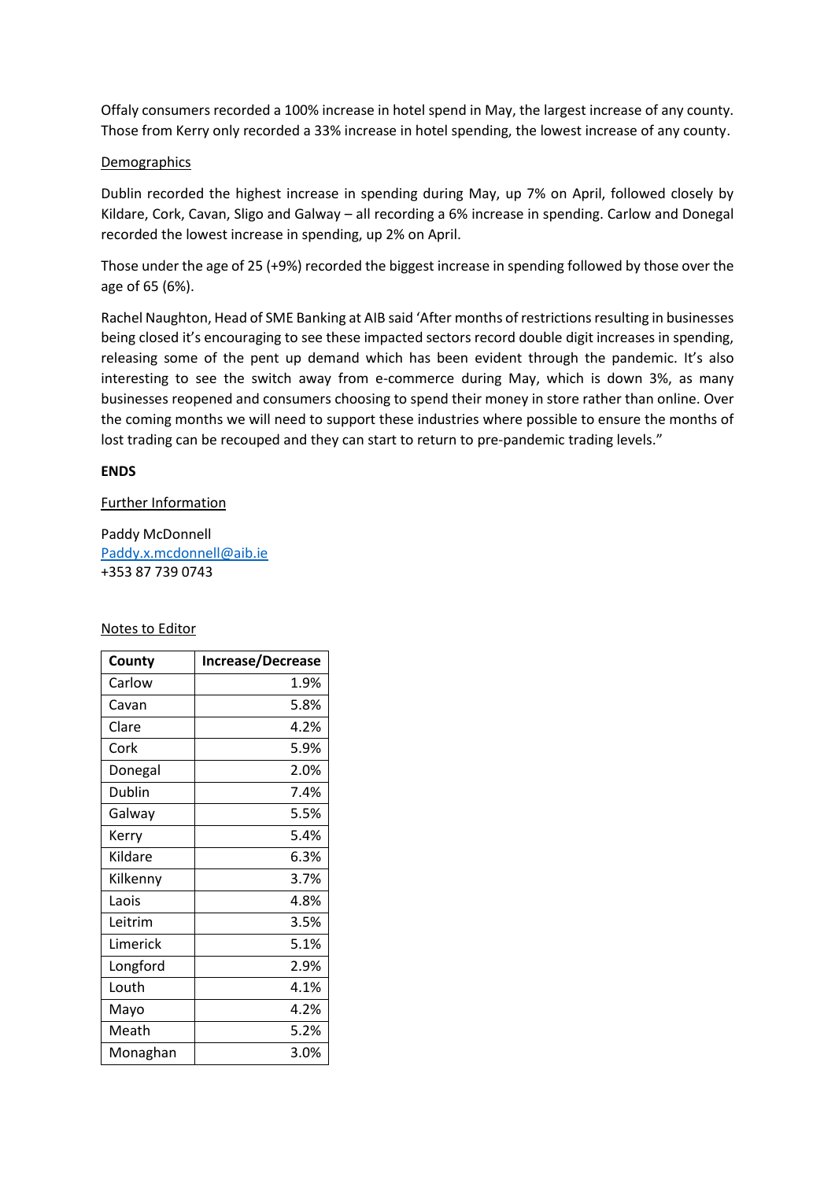Offaly consumers recorded a 100% increase in hotel spend in May, the largest increase of any county. Those from Kerry only recorded a 33% increase in hotel spending, the lowest increase of any county.

Demographics

Dublin recorded the highest increase in spending during May, up 7% on April, followed closely by Kildare, Cork, Cavan, Sligo and Galway – all recording a 6% increase in spending. Carlow and Donegal recorded the lowest increase in spending, up 2% on April.

Those under the age of 25 (+9%) recorded the biggest increase in spending followed by those over the age of 65 (6%).

Rachel Naughton, Head of SME Banking at AIB said 'After months of restrictions resulting in businesses being closed it's encouraging to see these impacted sectors record double digit increases in spending, releasing some of the pent up demand which has been evident through the pandemic. It's also interesting to see the switch away from e-commerce during May, which is down 3%, as many businesses reopened and consumers choosing to spend their money in store rather than online. Over the coming months we will need to support these industries where possible to ensure the months of lost trading can be recouped and they can start to return to pre-pandemic trading levels."

**ENDS**

Further Information

Paddy McDonnell
Paddy.x.mcdonnell@aib.ie
+353 87 739 0743

Notes to Editor

| County | Increase/Decrease |
|---|---|
| Carlow | 1.9% |
| Cavan | 5.8% |
| Clare | 4.2% |
| Cork | 5.9% |
| Donegal | 2.0% |
| Dublin | 7.4% |
| Galway | 5.5% |
| Kerry | 5.4% |
| Kildare | 6.3% |
| Kilkenny | 3.7% |
| Laois | 4.8% |
| Leitrim | 3.5% |
| Limerick | 5.1% |
| Longford | 2.9% |
| Louth | 4.1% |
| Mayo | 4.2% |
| Meath | 5.2% |
| Monaghan | 3.0% |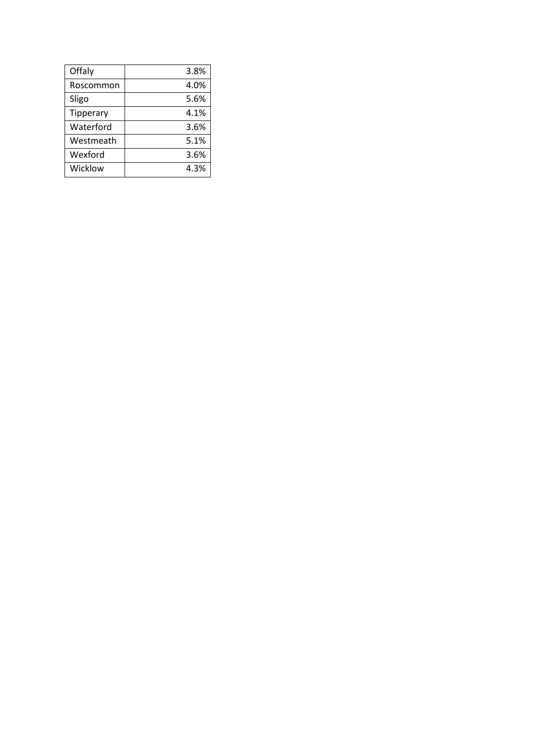| | |
|---|---|
| Offaly | 3.8% |
| Roscommon | 4.0% |
| Sligo | 5.6% |
| Tipperary | 4.1% |
| Waterford | 3.6% |
| Westmeath | 5.1% |
| Wexford | 3.6% |
| Wicklow | 4.3% |